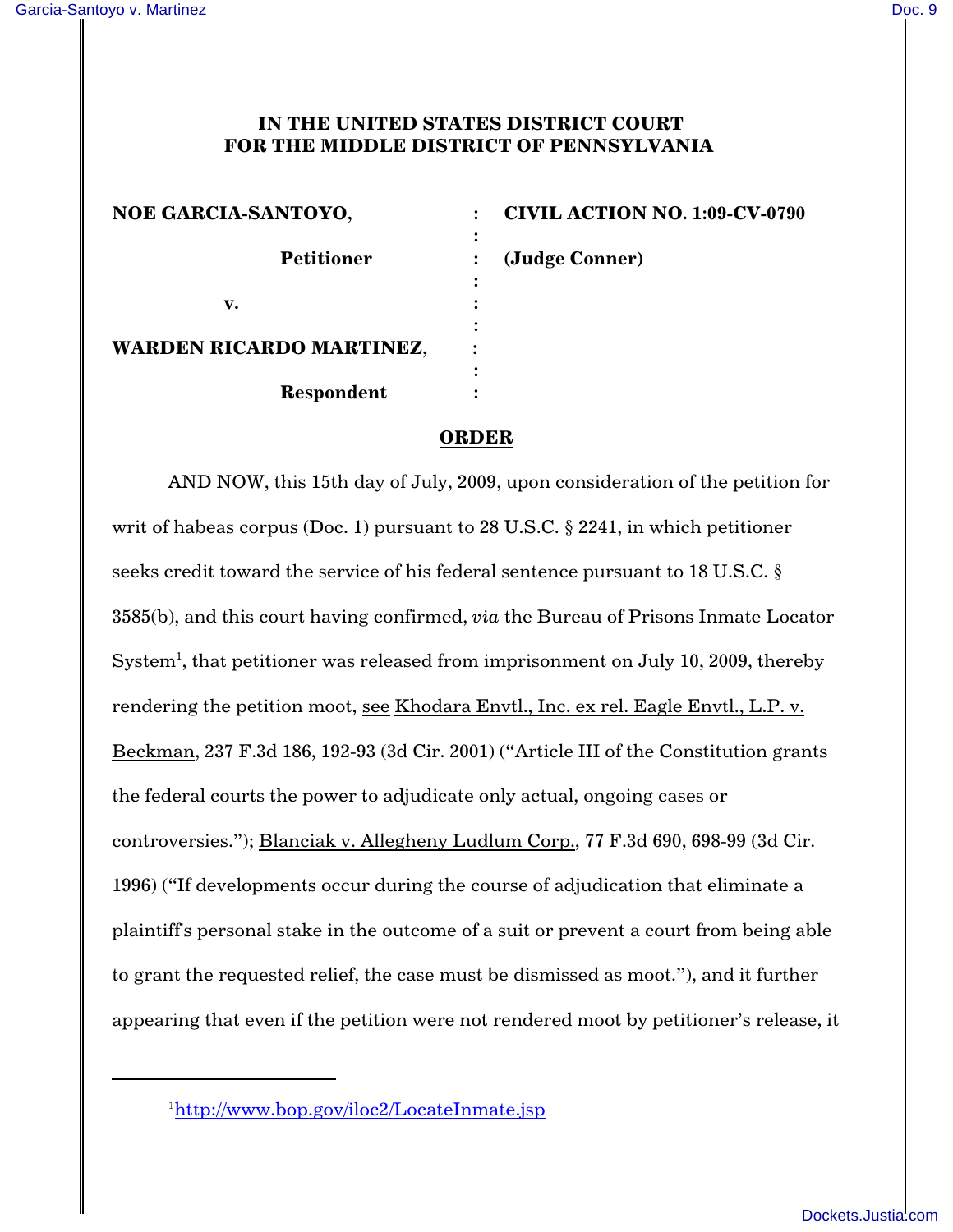**IN THE UNITED STATES DISTRICT COURT**
**FOR THE MIDDLE DISTRICT OF PENNSYLVANIA**

| | | |
|---|---|---|
| **NOE GARCIA-SANTOYO,** | : | **CIVIL ACTION NO. 1:09-CV-0790** |
| **Petitioner** | : | **(Judge Conner)** |
| **v.** | : | |
| **WARDEN RICARDO MARTINEZ,** | : | |
| **Respondent** | : | |

## ORDER

AND NOW, this 15th day of July, 2009, upon consideration of the petition for writ of habeas corpus (Doc. 1) pursuant to 28 U.S.C. § 2241, in which petitioner seeks credit toward the service of his federal sentence pursuant to 18 U.S.C. § 3585(b), and this court having confirmed, *via* the Bureau of Prisons Inmate Locator System[1], that petitioner was released from imprisonment on July 10, 2009, thereby rendering the petition moot, see Khodara Envtl., Inc. ex rel. Eagle Envtl., L.P. v. Beckman, 237 F.3d 186, 192-93 (3d Cir. 2001) ("Article III of the Constitution grants the federal courts the power to adjudicate only actual, ongoing cases or controversies."); Blanciak v. Allegheny Ludlum Corp., 77 F.3d 690, 698-99 (3d Cir. 1996) ("If developments occur during the course of adjudication that eliminate a plaintiff's personal stake in the outcome of a suit or prevent a court from being able to grant the requested relief, the case must be dismissed as moot."), and it further appearing that even if the petition were not rendered moot by petitioner's release, it

[1] http://www.bop.gov/iloc2/LocateInmate.jsp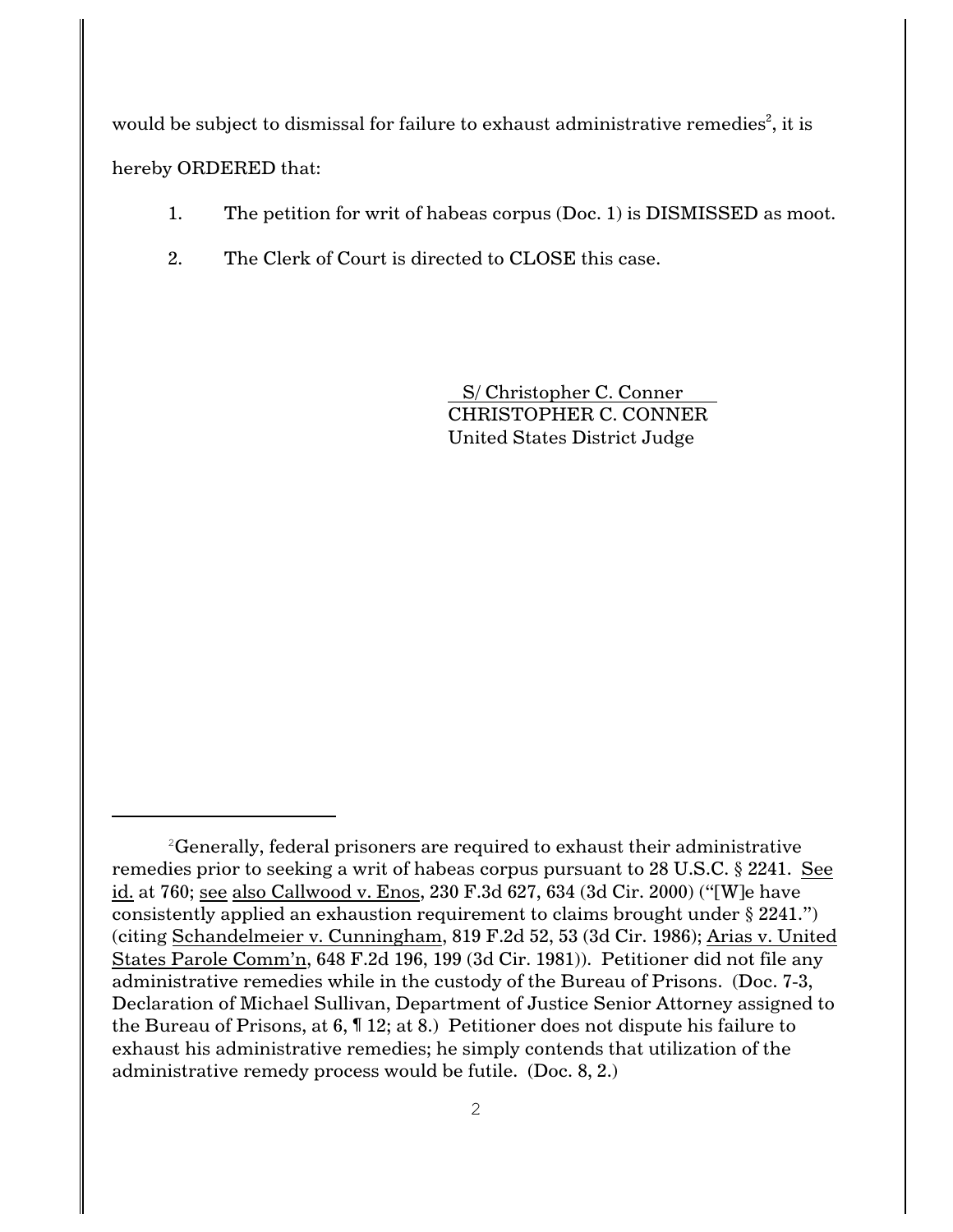would be subject to dismissal for failure to exhaust administrative remedies[2], it is hereby ORDERED that:

1. The petition for writ of habeas corpus (Doc. 1) is DISMISSED as moot.
2. The Clerk of Court is directed to CLOSE this case.

S/ Christopher C. Conner
CHRISTOPHER C. CONNER
United States District Judge

---

[2] Generally, federal prisoners are required to exhaust their administrative remedies prior to seeking a writ of habeas corpus pursuant to 28 U.S.C. § 2241. See id. at 760; see also Callwood v. Enos, 230 F.3d 627, 634 (3d Cir. 2000) ("[W]e have consistently applied an exhaustion requirement to claims brought under § 2241.") (citing Schandelmeier v. Cunningham, 819 F.2d 52, 53 (3d Cir. 1986); Arias v. United States Parole Comm'n, 648 F.2d 196, 199 (3d Cir. 1981)). Petitioner did not file any administrative remedies while in the custody of the Bureau of Prisons. (Doc. 7-3, Declaration of Michael Sullivan, Department of Justice Senior Attorney assigned to the Bureau of Prisons, at 6, ¶ 12; at 8.) Petitioner does not dispute his failure to exhaust his administrative remedies; he simply contends that utilization of the administrative remedy process would be futile. (Doc. 8, 2.)